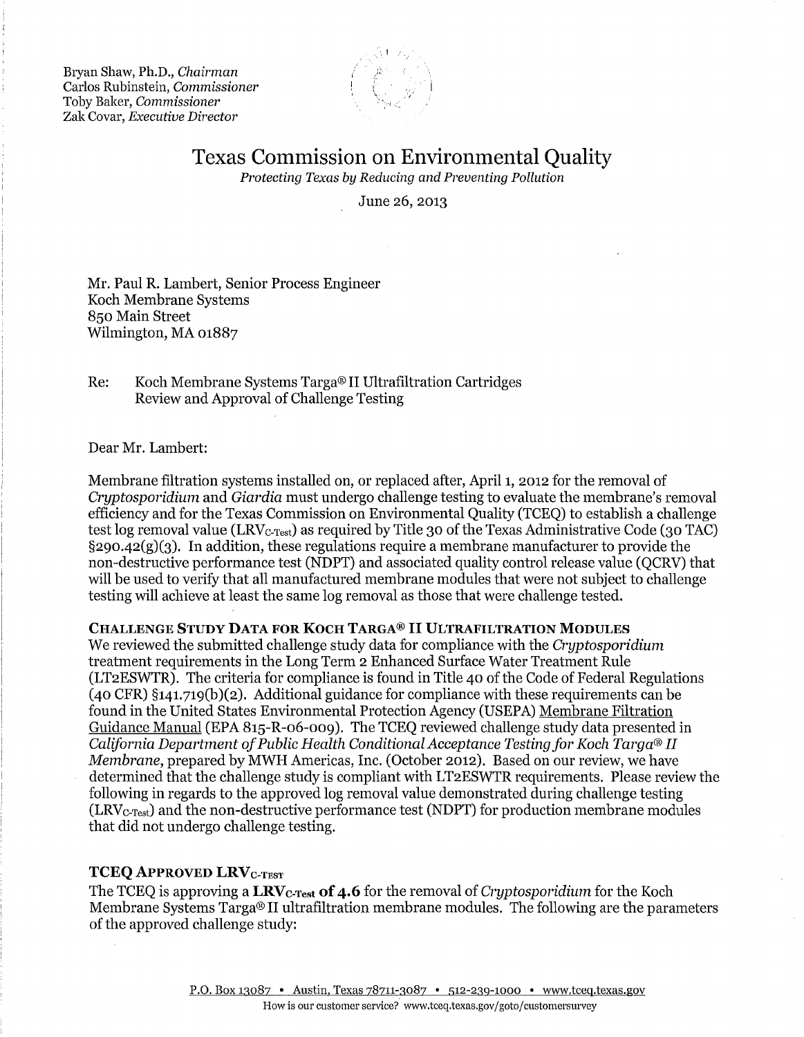Bryan Shaw, Ph.D., *Chairman*
Carlos Rubinstein, *Commissioner*
Toby Baker, *Commissioner*
Zak Covar, *Executive Director*

# Texas Commission on Environmental Quality

*Protecting Texas by Reducing and Preventing Pollution*

June 26, 2013

Mr. Paul R. Lambert, Senior Process Engineer
Koch Membrane Systems
850 Main Street
Wilmington, MA 01887

Re: Koch Membrane Systems Targa® II Ultrafiltration Cartridges
Review and Approval of Challenge Testing

Dear Mr. Lambert:

Membrane filtration systems installed on, or replaced after, April 1, 2012 for the removal of *Cryptosporidium* and *Giardia* must undergo challenge testing to evaluate the membrane's removal efficiency and for the Texas Commission on Environmental Quality (TCEQ) to establish a challenge test log removal value ($LRV_{C\text{-}Test}$) as required by Title 30 of the Texas Administrative Code (30 TAC) §290.42(g)(3). In addition, these regulations require a membrane manufacturer to provide the non-destructive performance test (NDPT) and associated quality control release value (QCRV) that will be used to verify that all manufactured membrane modules that were not subject to challenge testing will achieve at least the same log removal as those that were challenge tested.

**CHALLENGE STUDY DATA FOR KOCH TARGA® II ULTRAFILTRATION MODULES**

We reviewed the submitted challenge study data for compliance with the *Cryptosporidium* treatment requirements in the Long Term 2 Enhanced Surface Water Treatment Rule (LT2ESWTR). The criteria for compliance is found in Title 40 of the Code of Federal Regulations (40 CFR) §141.719(b)(2). Additional guidance for compliance with these requirements can be found in the United States Environmental Protection Agency (USEPA) Membrane Filtration Guidance Manual (EPA 815-R-06-009). The TCEQ reviewed challenge study data presented in *California Department of Public Health Conditional Acceptance Testing for Koch Targa® II Membrane*, prepared by MWH Americas, Inc. (October 2012). Based on our review, we have determined that the challenge study is compliant with LT2ESWTR requirements. Please review the following in regards to the approved log removal value demonstrated during challenge testing ($LRV_{C\text{-}Test}$) and the non-destructive performance test (NDPT) for production membrane modules that did not undergo challenge testing.

**TCEQ APPROVED $LRV_{C\text{-}TEST}$**

The TCEQ is approving a **$LRV_{C\text{-}Test}$ of 4.6** for the removal of *Cryptosporidium* for the Koch Membrane Systems Targa® II ultrafiltration membrane modules. The following are the parameters of the approved challenge study: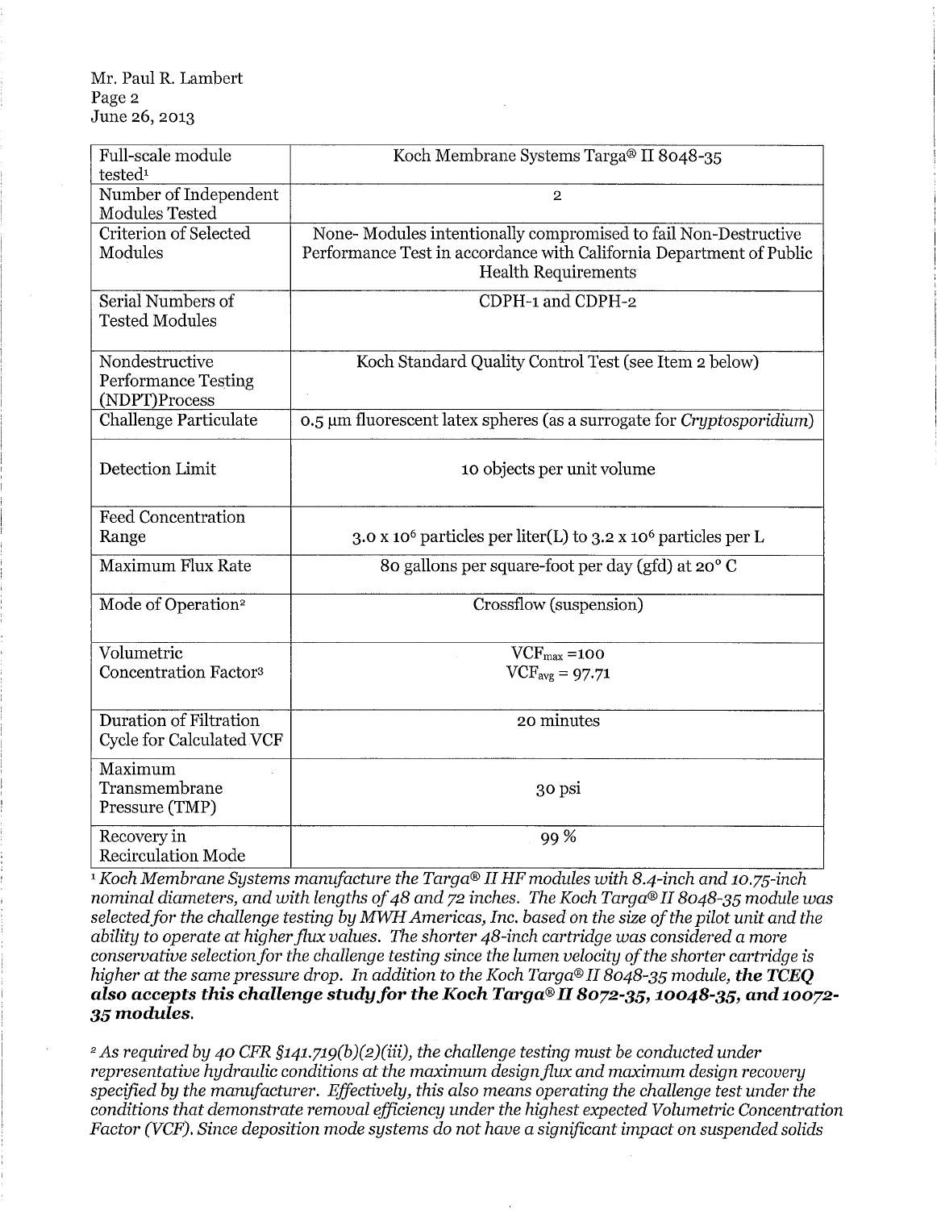| Full-scale module tested[1] | Koch Membrane Systems Targa® II 8048-35 |
|---|---|
| Number of Independent Modules Tested | 2 |
| Criterion of Selected Modules | None- Modules intentionally compromised to fail Non-Destructive Performance Test in accordance with California Department of Public Health Requirements |
| Serial Numbers of Tested Modules | CDPH-1 and CDPH-2 |
| Nondestructive Performance Testing (NDPT)Process | Koch Standard Quality Control Test (see Item 2 below) |
| Challenge Particulate | 0.5 μm fluorescent latex spheres (as a surrogate for *Cryptosporidium*) |
| Detection Limit | 10 objects per unit volume |
| Feed Concentration Range | 3.0 x $10^6$ particles per liter(L) to 3.2 x $10^6$ particles per L |
| Maximum Flux Rate | 80 gallons per square-foot per day (gfd) at 20° C |
| Mode of Operation[2] | Crossflow (suspension) |
| Volumetric Concentration Factor[3] | $VCF_{max}$ =100<br>$VCF_{avg}$ = 97.71 |
| Duration of Filtration Cycle for Calculated VCF | 20 minutes |
| Maximum Transmembrane Pressure (TMP) | 30 psi |
| Recovery in Recirculation Mode | 99 % |

[1] *Koch Membrane Systems manufacture the Targa® II HF modules with 8.4-inch and 10.75-inch nominal diameters, and with lengths of 48 and 72 inches. The Koch Targa® II 8048-35 module was selected for the challenge testing by MWH Americas, Inc. based on the size of the pilot unit and the ability to operate at higher flux values. The shorter 48-inch cartridge was considered a more conservative selection for the challenge testing since the lumen velocity of the shorter cartridge is higher at the same pressure drop. In addition to the Koch Targa® II 8048-35 module,* ***the TCEQ also accepts this challenge study for the Koch Targa® II 8072-35, 10048-35, and 10072-35 modules.***

[2] *As required by 40 CFR §141.719(b)(2)(iii), the challenge testing must be conducted under representative hydraulic conditions at the maximum design flux and maximum design recovery specified by the manufacturer. Effectively, this also means operating the challenge test under the conditions that demonstrate removal efficiency under the highest expected Volumetric Concentration Factor (VCF). Since deposition mode systems do not have a significant impact on suspended solids*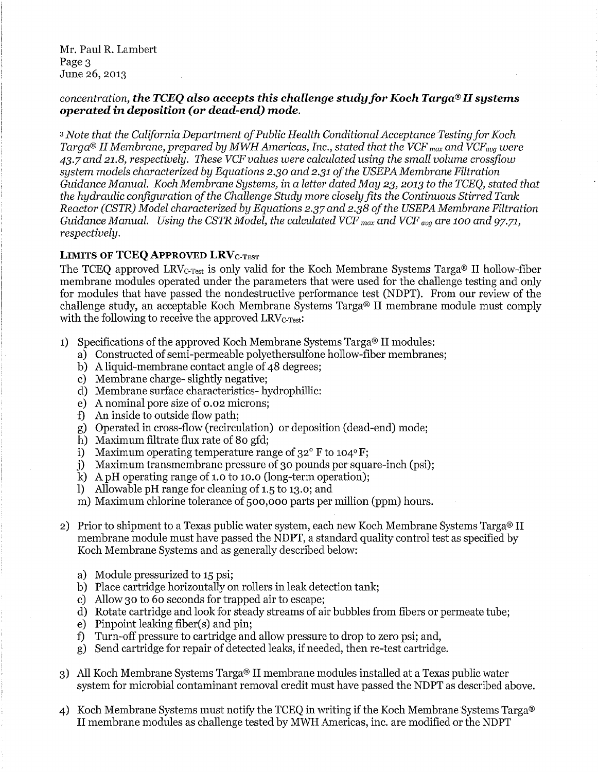*concentration,* ***the TCEQ also accepts this challenge study for Koch Targa® II systems operated in deposition (or dead-end) mode.***

[3] *Note that the California Department of Public Health Conditional Acceptance Testing for Koch Targa® II Membrane, prepared by MWH Americas, Inc., stated that the $VCF_{max}$ and $VCF_{avg}$ were 43.7 and 21.8, respectively. These VCF values were calculated using the small volume crossflow system models characterized by Equations 2.30 and 2.31 of the USEPA Membrane Filtration Guidance Manual. Koch Membrane Systems, in a letter dated May 23, 2013 to the TCEQ, stated that the hydraulic configuration of the Challenge Study more closely fits the Continuous Stirred Tank Reactor (CSTR) Model characterized by Equations 2.37 and 2.38 of the USEPA Membrane Filtration Guidance Manual. Using the CSTR Model, the calculated $VCF_{max}$ and $VCF_{avg}$ are 100 and 97.71, respectively.*

**LIMITS OF TCEQ APPROVED $LRV_{C\text{-}TEST}$**

The TCEQ approved $LRV_{C\text{-}Test}$ is only valid for the Koch Membrane Systems Targa® II hollow-fiber membrane modules operated under the parameters that were used for the challenge testing and only for modules that have passed the nondestructive performance test (NDPT). From our review of the challenge study, an acceptable Koch Membrane Systems Targa® II membrane module must comply with the following to receive the approved $LRV_{C\text{-}Test}$:

1) Specifications of the approved Koch Membrane Systems Targa® II modules:
   a) Constructed of semi-permeable polyethersulfone hollow-fiber membranes;
   b) A liquid-membrane contact angle of 48 degrees;
   c) Membrane charge- slightly negative;
   d) Membrane surface characteristics- hydrophillic:
   e) A nominal pore size of 0.02 microns;
   f) An inside to outside flow path;
   g) Operated in cross-flow (recirculation) or deposition (dead-end) mode;
   h) Maximum filtrate flux rate of 80 gfd;
   i) Maximum operating temperature range of 32° F to 104° F;
   j) Maximum transmembrane pressure of 30 pounds per square-inch (psi);
   k) A pH operating range of 1.0 to 10.0 (long-term operation);
   l) Allowable pH range for cleaning of 1.5 to 13.0; and
   m) Maximum chlorine tolerance of 500,000 parts per million (ppm) hours.

2) Prior to shipment to a Texas public water system, each new Koch Membrane Systems Targa® II membrane module must have passed the NDPT, a standard quality control test as specified by Koch Membrane Systems and as generally described below:

   a) Module pressurized to 15 psi;
   b) Place cartridge horizontally on rollers in leak detection tank;
   c) Allow 30 to 60 seconds for trapped air to escape;
   d) Rotate cartridge and look for steady streams of air bubbles from fibers or permeate tube;
   e) Pinpoint leaking fiber(s) and pin;
   f) Turn-off pressure to cartridge and allow pressure to drop to zero psi; and,
   g) Send cartridge for repair of detected leaks, if needed, then re-test cartridge.

3) All Koch Membrane Systems Targa® II membrane modules installed at a Texas public water system for microbial contaminant removal credit must have passed the NDPT as described above.

4) Koch Membrane Systems must notify the TCEQ in writing if the Koch Membrane Systems Targa® II membrane modules as challenge tested by MWH Americas, inc. are modified or the NDPT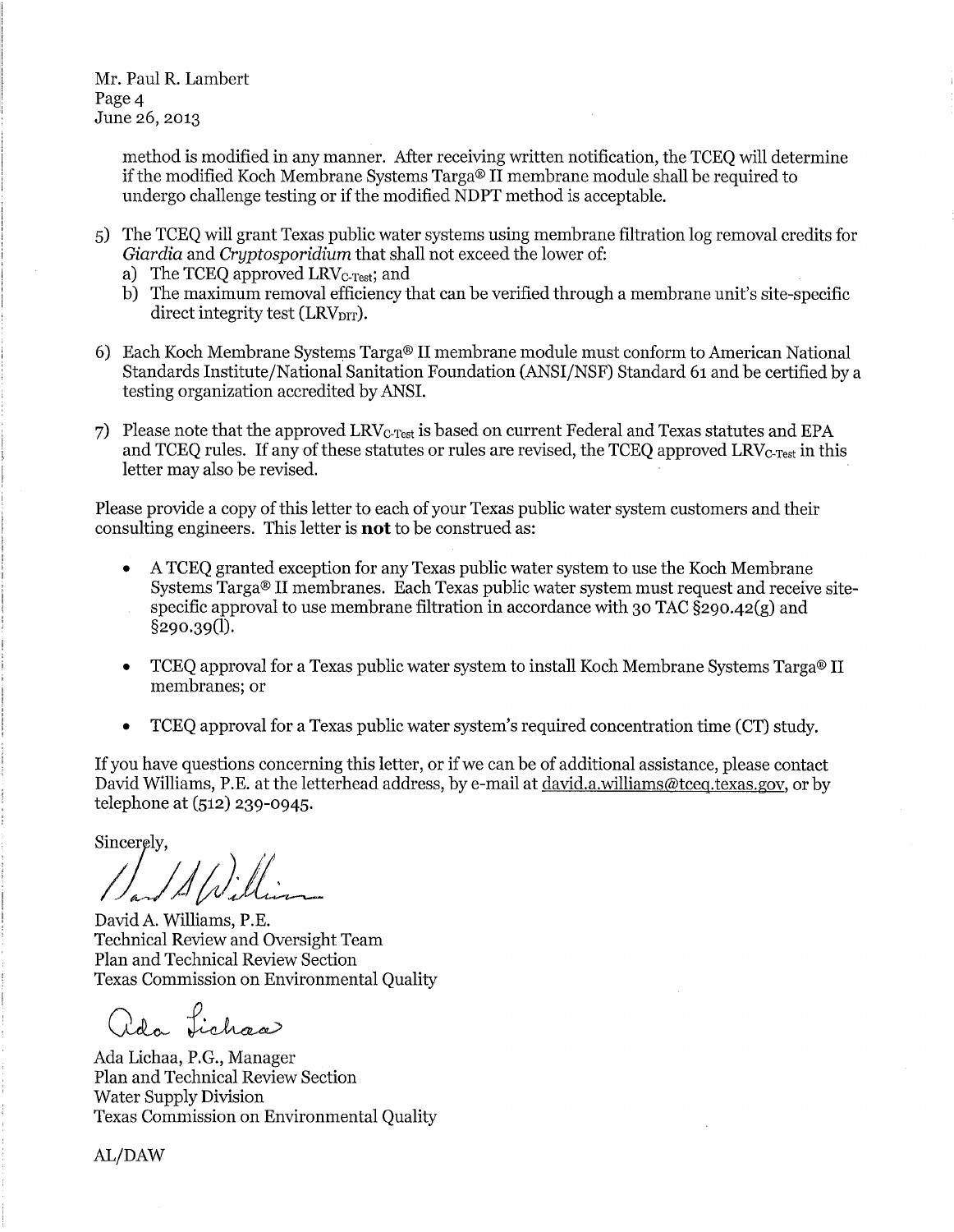method is modified in any manner. After receiving written notification, the TCEQ will determine if the modified Koch Membrane Systems Targa® II membrane module shall be required to undergo challenge testing or if the modified NDPT method is acceptable.

5) The TCEQ will grant Texas public water systems using membrane filtration log removal credits for *Giardia* and *Cryptosporidium* that shall not exceed the lower of:
   a) The TCEQ approved $LRV_{C\text{-}Test}$; and
   b) The maximum removal efficiency that can be verified through a membrane unit's site-specific direct integrity test ($LRV_{DIT}$).

6) Each Koch Membrane Systems Targa® II membrane module must conform to American National Standards Institute/National Sanitation Foundation (ANSI/NSF) Standard 61 and be certified by a testing organization accredited by ANSI.

7) Please note that the approved $LRV_{C\text{-}Test}$ is based on current Federal and Texas statutes and EPA and TCEQ rules. If any of these statutes or rules are revised, the TCEQ approved $LRV_{C\text{-}Test}$ in this letter may also be revised.

Please provide a copy of this letter to each of your Texas public water system customers and their consulting engineers. This letter is **not** to be construed as:

- A TCEQ granted exception for any Texas public water system to use the Koch Membrane Systems Targa® II membranes. Each Texas public water system must request and receive site-specific approval to use membrane filtration in accordance with 30 TAC §290.42(g) and §290.39(l).

- TCEQ approval for a Texas public water system to install Koch Membrane Systems Targa® II membranes; or

- TCEQ approval for a Texas public water system's required concentration time (CT) study.

If you have questions concerning this letter, or if we can be of additional assistance, please contact David Williams, P.E. at the letterhead address, by e-mail at david.a.williams@tceq.texas.gov, or by telephone at (512) 239-0945.

Sincerely,

David A. Williams, P.E.
Technical Review and Oversight Team
Plan and Technical Review Section
Texas Commission on Environmental Quality

Ada Lichaa, P.G., Manager
Plan and Technical Review Section
Water Supply Division
Texas Commission on Environmental Quality

AL/DAW